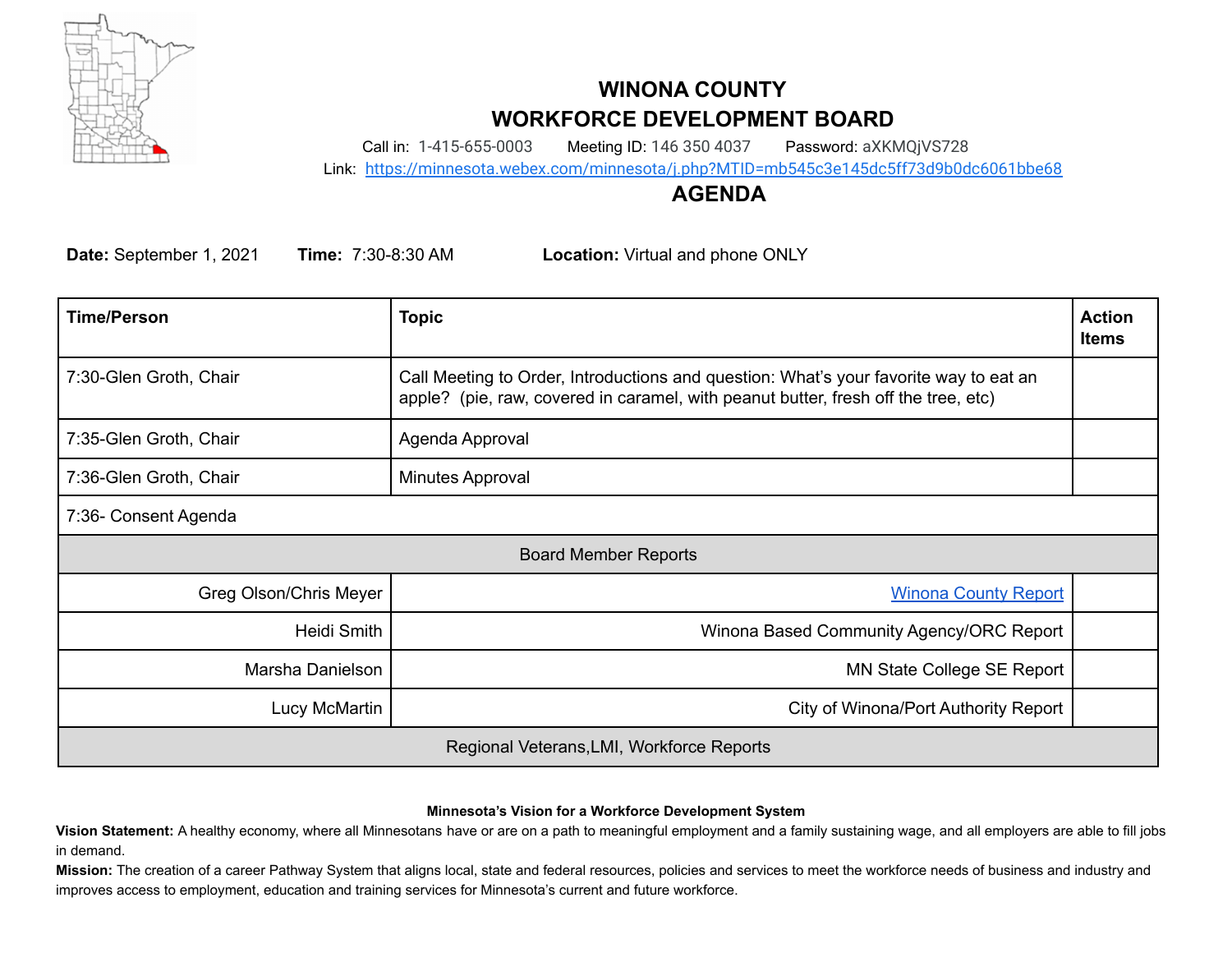# WINONA COUNTY
# WORKFORCE DEVELOPMENT BOARD

Call in: 1-415-655-0003 Meeting ID: 146 350 4037 Password: aXKMQjVS728

Link: https://minnesota.webex.com/minnesota/j.php?MTID=mb545c3e145dc5ff73d9b0dc6061bbe68

## AGENDA

**Date:** September 1, 2021 **Time:** 7:30-8:30 AM **Location:** Virtual and phone ONLY

| Time/Person | Topic | Action Items |
|---|---|---|
| 7:30-Glen Groth, Chair | Call Meeting to Order, Introductions and question: What's your favorite way to eat an apple? (pie, raw, covered in caramel, with peanut butter, fresh off the tree, etc) | |
| 7:35-Glen Groth, Chair | Agenda Approval | |
| 7:36-Glen Groth, Chair | Minutes Approval | |
| 7:36- Consent Agenda | | |
| Board Member Reports | | |
| Greg Olson/Chris Meyer | Winona County Report | |
| Heidi Smith | Winona Based Community Agency/ORC Report | |
| Marsha Danielson | MN State College SE Report | |
| Lucy McMartin | City of Winona/Port Authority Report | |
| Regional Veterans,LMI, Workforce Reports | | |

**Minnesota's Vision for a Workforce Development System**

**Vision Statement:** A healthy economy, where all Minnesotans have or are on a path to meaningful employment and a family sustaining wage, and all employers are able to fill jobs in demand.

**Mission:** The creation of a career Pathway System that aligns local, state and federal resources, policies and services to meet the workforce needs of business and industry and improves access to employment, education and training services for Minnesota's current and future workforce.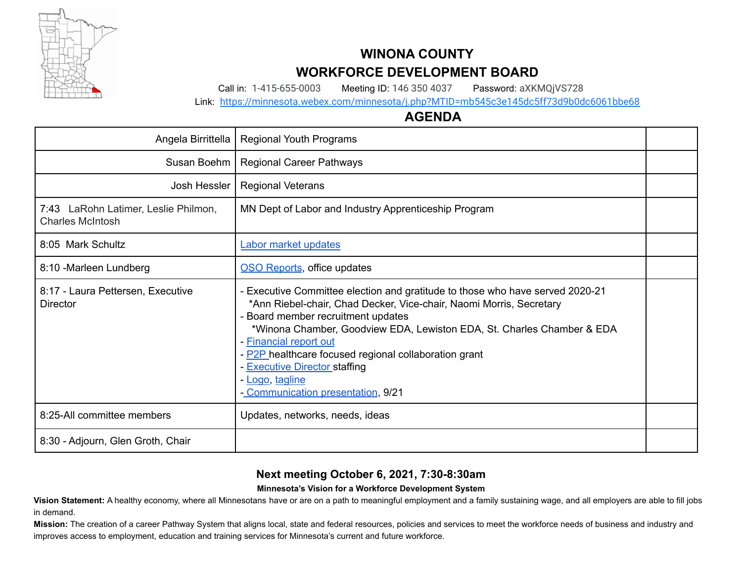## WINONA COUNTY

## WORKFORCE DEVELOPMENT BOARD

Call in: 1-415-655-0003 Meeting ID: 146 350 4037 Password: aXKMQjVS728

Link: https://minnesota.webex.com/minnesota/j.php?MTID=mb545c3e145dc5ff73d9b0dc6061bbe68

## AGENDA

| | | |
|---|---|---|
| Angela Birrittella | Regional Youth Programs | |
| Susan Boehm | Regional Career Pathways | |
| Josh Hessler | Regional Veterans | |
| 7:43 LaRohn Latimer, Leslie Philmon, Charles McIntosh | MN Dept of Labor and Industry Apprenticeship Program | |
| 8:05 Mark Schultz | Labor market updates | |
| 8:10 -Marleen Lundberg | OSO Reports, office updates | |
| 8:17 - Laura Pettersen, Executive Director | - Executive Committee election and gratitude to those who have served 2020-21<br>*Ann Riebel-chair, Chad Decker, Vice-chair, Naomi Morris, Secretary<br>- Board member recruitment updates<br>*Winona Chamber, Goodview EDA, Lewiston EDA, St. Charles Chamber & EDA<br>- Financial report out<br>- P2P healthcare focused regional collaboration grant<br>- Executive Director staffing<br>- Logo, tagline<br>- Communication presentation, 9/21 | |
| 8:25-All committee members | Updates, networks, needs, ideas | |
| 8:30 - Adjourn, Glen Groth, Chair | | |

**Next meeting October 6, 2021, 7:30-8:30am**

**Minnesota's Vision for a Workforce Development System**

**Vision Statement:** A healthy economy, where all Minnesotans have or are on a path to meaningful employment and a family sustaining wage, and all employers are able to fill jobs in demand.

**Mission:** The creation of a career Pathway System that aligns local, state and federal resources, policies and services to meet the workforce needs of business and industry and improves access to employment, education and training services for Minnesota's current and future workforce.